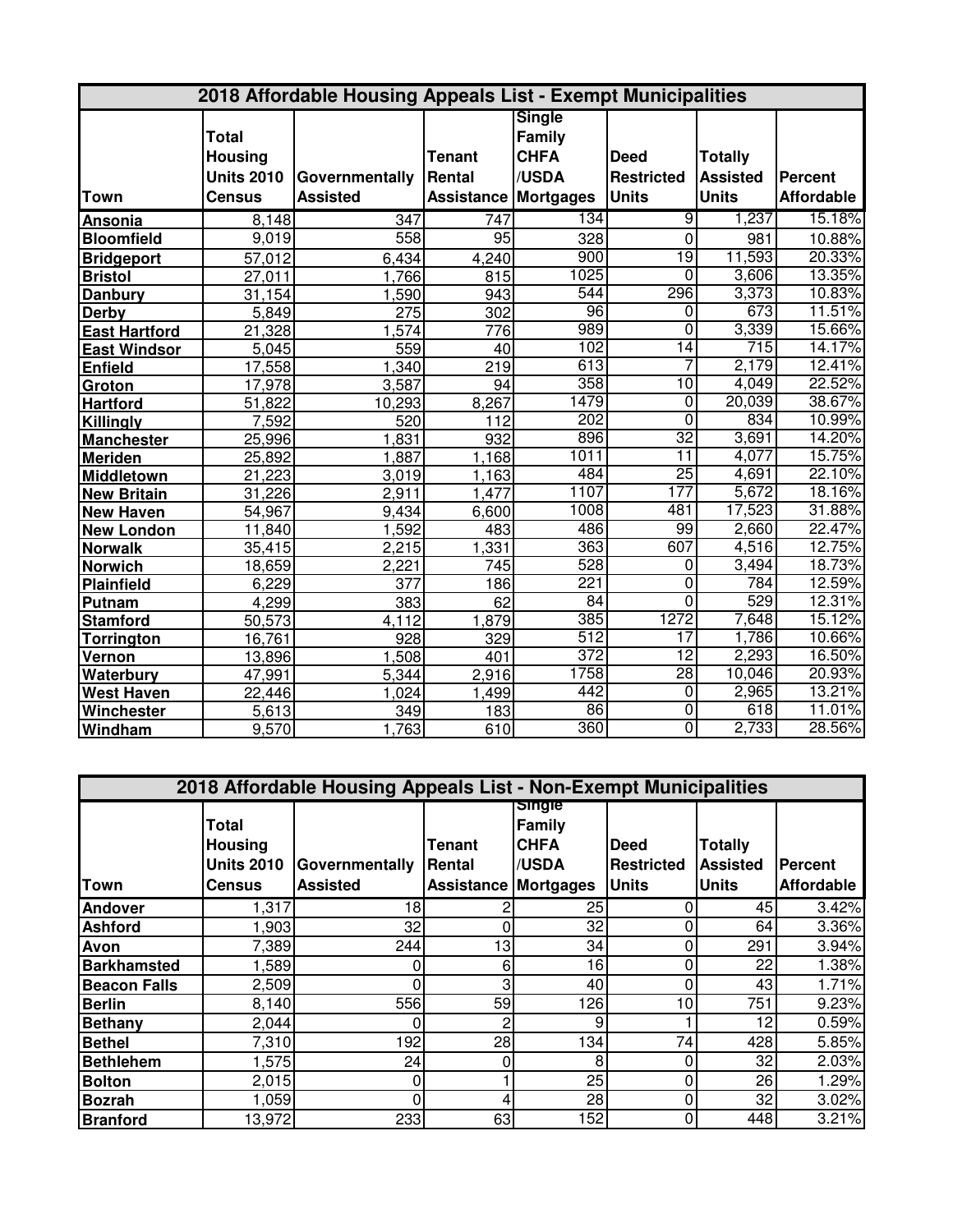| 2018 Affordable Housing Appeals List - Exempt Municipalities | | | | | | | |
|---|---|---|---|---|---|---|---|
| Town | Total Housing Units 2010 Census | Governmentally Assisted | Tenant Rental Assistance | Single Family CHFA /USDA Mortgages | Deed Restricted Units | Totally Assisted Units | Percent Affordable |
| Ansonia | 8,148 | 347 | 747 | 134 | 9 | 1,237 | 15.18% |
| Bloomfield | 9,019 | 558 | 95 | 328 | 0 | 981 | 10.88% |
| Bridgeport | 57,012 | 6,434 | 4,240 | 900 | 19 | 11,593 | 20.33% |
| Bristol | 27,011 | 1,766 | 815 | 1025 | 0 | 3,606 | 13.35% |
| Danbury | 31,154 | 1,590 | 943 | 544 | 296 | 3,373 | 10.83% |
| Derby | 5,849 | 275 | 302 | 96 | 0 | 673 | 11.51% |
| East Hartford | 21,328 | 1,574 | 776 | 989 | 0 | 3,339 | 15.66% |
| East Windsor | 5,045 | 559 | 40 | 102 | 14 | 715 | 14.17% |
| Enfield | 17,558 | 1,340 | 219 | 613 | 7 | 2,179 | 12.41% |
| Groton | 17,978 | 3,587 | 94 | 358 | 10 | 4,049 | 22.52% |
| Hartford | 51,822 | 10,293 | 8,267 | 1479 | 0 | 20,039 | 38.67% |
| Killingly | 7,592 | 520 | 112 | 202 | 0 | 834 | 10.99% |
| Manchester | 25,996 | 1,831 | 932 | 896 | 32 | 3,691 | 14.20% |
| Meriden | 25,892 | 1,887 | 1,168 | 1011 | 11 | 4,077 | 15.75% |
| Middletown | 21,223 | 3,019 | 1,163 | 484 | 25 | 4,691 | 22.10% |
| New Britain | 31,226 | 2,911 | 1,477 | 1107 | 177 | 5,672 | 18.16% |
| New Haven | 54,967 | 9,434 | 6,600 | 1008 | 481 | 17,523 | 31.88% |
| New London | 11,840 | 1,592 | 483 | 486 | 99 | 2,660 | 22.47% |
| Norwalk | 35,415 | 2,215 | 1,331 | 363 | 607 | 4,516 | 12.75% |
| Norwich | 18,659 | 2,221 | 745 | 528 | 0 | 3,494 | 18.73% |
| Plainfield | 6,229 | 377 | 186 | 221 | 0 | 784 | 12.59% |
| Putnam | 4,299 | 383 | 62 | 84 | 0 | 529 | 12.31% |
| Stamford | 50,573 | 4,112 | 1,879 | 385 | 1272 | 7,648 | 15.12% |
| Torrington | 16,761 | 928 | 329 | 512 | 17 | 1,786 | 10.66% |
| Vernon | 13,896 | 1,508 | 401 | 372 | 12 | 2,293 | 16.50% |
| Waterbury | 47,991 | 5,344 | 2,916 | 1758 | 28 | 10,046 | 20.93% |
| West Haven | 22,446 | 1,024 | 1,499 | 442 | 0 | 2,965 | 13.21% |
| Winchester | 5,613 | 349 | 183 | 86 | 0 | 618 | 11.01% |
| Windham | 9,570 | 1,763 | 610 | 360 | 0 | 2,733 | 28.56% |

| 2018 Affordable Housing Appeals List - Non-Exempt Municipalities | | | | | | | |
|---|---|---|---|---|---|---|---|
| Town | Total Housing Units 2010 Census | Governmentally Assisted | Tenant Rental Assistance | Single Family CHFA /USDA Mortgages | Deed Restricted Units | Totally Assisted Units | Percent Affordable |
| Andover | 1,317 | 18 | 2 | 25 | 0 | 45 | 3.42% |
| Ashford | 1,903 | 32 | 0 | 32 | 0 | 64 | 3.36% |
| Avon | 7,389 | 244 | 13 | 34 | 0 | 291 | 3.94% |
| Barkhamsted | 1,589 | 0 | 6 | 16 | 0 | 22 | 1.38% |
| Beacon Falls | 2,509 | 0 | 3 | 40 | 0 | 43 | 1.71% |
| Berlin | 8,140 | 556 | 59 | 126 | 10 | 751 | 9.23% |
| Bethany | 2,044 | 0 | 2 | 9 | 1 | 12 | 0.59% |
| Bethel | 7,310 | 192 | 28 | 134 | 74 | 428 | 5.85% |
| Bethlehem | 1,575 | 24 | 0 | 8 | 0 | 32 | 2.03% |
| Bolton | 2,015 | 0 | 1 | 25 | 0 | 26 | 1.29% |
| Bozrah | 1,059 | 0 | 4 | 28 | 0 | 32 | 3.02% |
| Branford | 13,972 | 233 | 63 | 152 | 0 | 448 | 3.21% |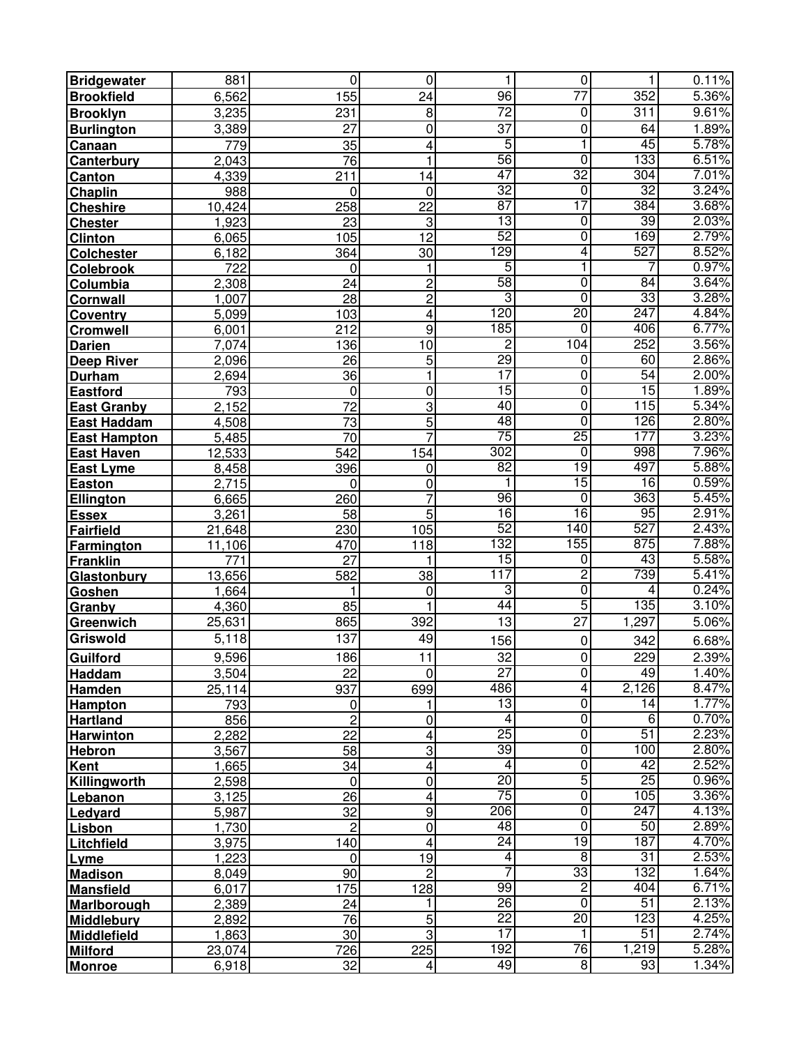| | | | | | | | |
|---|---|---|---|---|---|---|---|
| **Bridgewater** | 881 | 0 | 0 | 1 | 0 | 1 | 0.11% |
| **Brookfield** | 6,562 | 155 | 24 | 96 | 77 | 352 | 5.36% |
| **Brooklyn** | 3,235 | 231 | 8 | 72 | 0 | 311 | 9.61% |
| **Burlington** | 3,389 | 27 | 0 | 37 | 0 | 64 | 1.89% |
| **Canaan** | 779 | 35 | 4 | 5 | 1 | 45 | 5.78% |
| **Canterbury** | 2,043 | 76 | 1 | 56 | 0 | 133 | 6.51% |
| **Canton** | 4,339 | 211 | 14 | 47 | 32 | 304 | 7.01% |
| **Chaplin** | 988 | 0 | 0 | 32 | 0 | 32 | 3.24% |
| **Cheshire** | 10,424 | 258 | 22 | 87 | 17 | 384 | 3.68% |
| **Chester** | 1,923 | 23 | 3 | 13 | 0 | 39 | 2.03% |
| **Clinton** | 6,065 | 105 | 12 | 52 | 0 | 169 | 2.79% |
| **Colchester** | 6,182 | 364 | 30 | 129 | 4 | 527 | 8.52% |
| **Colebrook** | 722 | 0 | 1 | 5 | 1 | 7 | 0.97% |
| **Columbia** | 2,308 | 24 | 2 | 58 | 0 | 84 | 3.64% |
| **Cornwall** | 1,007 | 28 | 2 | 3 | 0 | 33 | 3.28% |
| **Coventry** | 5,099 | 103 | 4 | 120 | 20 | 247 | 4.84% |
| **Cromwell** | 6,001 | 212 | 9 | 185 | 0 | 406 | 6.77% |
| **Darien** | 7,074 | 136 | 10 | 2 | 104 | 252 | 3.56% |
| **Deep River** | 2,096 | 26 | 5 | 29 | 0 | 60 | 2.86% |
| **Durham** | 2,694 | 36 | 1 | 17 | 0 | 54 | 2.00% |
| **Eastford** | 793 | 0 | 0 | 15 | 0 | 15 | 1.89% |
| **East Granby** | 2,152 | 72 | 3 | 40 | 0 | 115 | 5.34% |
| **East Haddam** | 4,508 | 73 | 5 | 48 | 0 | 126 | 2.80% |
| **East Hampton** | 5,485 | 70 | 7 | 75 | 25 | 177 | 3.23% |
| **East Haven** | 12,533 | 542 | 154 | 302 | 0 | 998 | 7.96% |
| **East Lyme** | 8,458 | 396 | 0 | 82 | 19 | 497 | 5.88% |
| **Easton** | 2,715 | 0 | 0 | 1 | 15 | 16 | 0.59% |
| **Ellington** | 6,665 | 260 | 7 | 96 | 0 | 363 | 5.45% |
| **Essex** | 3,261 | 58 | 5 | 16 | 16 | 95 | 2.91% |
| **Fairfield** | 21,648 | 230 | 105 | 52 | 140 | 527 | 2.43% |
| **Farmington** | 11,106 | 470 | 118 | 132 | 155 | 875 | 7.88% |
| **Franklin** | 771 | 27 | 1 | 15 | 0 | 43 | 5.58% |
| **Glastonbury** | 13,656 | 582 | 38 | 117 | 2 | 739 | 5.41% |
| **Goshen** | 1,664 | 1 | 0 | 3 | 0 | 4 | 0.24% |
| **Granby** | 4,360 | 85 | 1 | 44 | 5 | 135 | 3.10% |
| **Greenwich** | 25,631 | 865 | 392 | 13 | 27 | 1,297 | 5.06% |
| **Griswold** | 5,118 | 137 | 49 | 156 | 0 | 342 | 6.68% |
| **Guilford** | 9,596 | 186 | 11 | 32 | 0 | 229 | 2.39% |
| **Haddam** | 3,504 | 22 | 0 | 27 | 0 | 49 | 1.40% |
| **Hamden** | 25,114 | 937 | 699 | 486 | 4 | 2,126 | 8.47% |
| **Hampton** | 793 | 0 | 1 | 13 | 0 | 14 | 1.77% |
| **Hartland** | 856 | 2 | 0 | 4 | 0 | 6 | 0.70% |
| **Harwinton** | 2,282 | 22 | 4 | 25 | 0 | 51 | 2.23% |
| **Hebron** | 3,567 | 58 | 3 | 39 | 0 | 100 | 2.80% |
| **Kent** | 1,665 | 34 | 4 | 4 | 0 | 42 | 2.52% |
| **Killingworth** | 2,598 | 0 | 0 | 20 | 5 | 25 | 0.96% |
| **Lebanon** | 3,125 | 26 | 4 | 75 | 0 | 105 | 3.36% |
| **Ledyard** | 5,987 | 32 | 9 | 206 | 0 | 247 | 4.13% |
| **Lisbon** | 1,730 | 2 | 0 | 48 | 0 | 50 | 2.89% |
| **Litchfield** | 3,975 | 140 | 4 | 24 | 19 | 187 | 4.70% |
| **Lyme** | 1,223 | 0 | 19 | 4 | 8 | 31 | 2.53% |
| **Madison** | 8,049 | 90 | 2 | 7 | 33 | 132 | 1.64% |
| **Mansfield** | 6,017 | 175 | 128 | 99 | 2 | 404 | 6.71% |
| **Marlborough** | 2,389 | 24 | 1 | 26 | 0 | 51 | 2.13% |
| **Middlebury** | 2,892 | 76 | 5 | 22 | 20 | 123 | 4.25% |
| **Middlefield** | 1,863 | 30 | 3 | 17 | 1 | 51 | 2.74% |
| **Milford** | 23,074 | 726 | 225 | 192 | 76 | 1,219 | 5.28% |
| **Monroe** | 6,918 | 32 | 4 | 49 | 8 | 93 | 1.34% |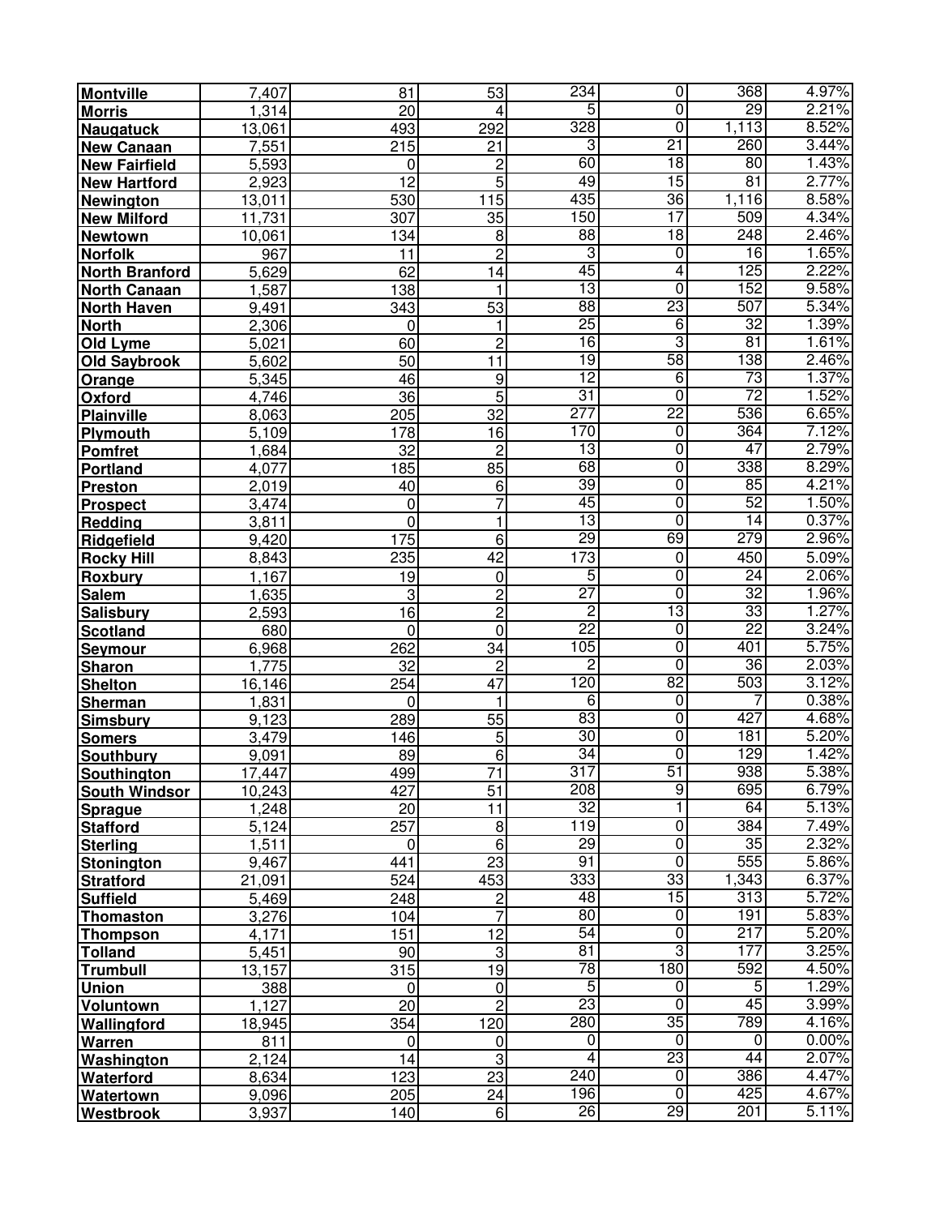| | | | | | | | |
|---|---|---|---|---|---|---|---|
| **Montville** | 7,407 | 81 | 53 | 234 | 0 | 368 | 4.97% |
| **Morris** | 1,314 | 20 | 4 | 5 | 0 | 29 | 2.21% |
| **Naugatuck** | 13,061 | 493 | 292 | 328 | 0 | 1,113 | 8.52% |
| **New Canaan** | 7,551 | 215 | 21 | 3 | 21 | 260 | 3.44% |
| **New Fairfield** | 5,593 | 0 | 2 | 60 | 18 | 80 | 1.43% |
| **New Hartford** | 2,923 | 12 | 5 | 49 | 15 | 81 | 2.77% |
| **Newington** | 13,011 | 530 | 115 | 435 | 36 | 1,116 | 8.58% |
| **New Milford** | 11,731 | 307 | 35 | 150 | 17 | 509 | 4.34% |
| **Newtown** | 10,061 | 134 | 8 | 88 | 18 | 248 | 2.46% |
| **Norfolk** | 967 | 11 | 2 | 3 | 0 | 16 | 1.65% |
| **North Branford** | 5,629 | 62 | 14 | 45 | 4 | 125 | 2.22% |
| **North Canaan** | 1,587 | 138 | 1 | 13 | 0 | 152 | 9.58% |
| **North Haven** | 9,491 | 343 | 53 | 88 | 23 | 507 | 5.34% |
| **North** | 2,306 | 0 | 1 | 25 | 6 | 32 | 1.39% |
| **Old Lyme** | 5,021 | 60 | 2 | 16 | 3 | 81 | 1.61% |
| **Old Saybrook** | 5,602 | 50 | 11 | 19 | 58 | 138 | 2.46% |
| **Orange** | 5,345 | 46 | 9 | 12 | 6 | 73 | 1.37% |
| **Oxford** | 4,746 | 36 | 5 | 31 | 0 | 72 | 1.52% |
| **Plainville** | 8,063 | 205 | 32 | 277 | 22 | 536 | 6.65% |
| **Plymouth** | 5,109 | 178 | 16 | 170 | 0 | 364 | 7.12% |
| **Pomfret** | 1,684 | 32 | 2 | 13 | 0 | 47 | 2.79% |
| **Portland** | 4,077 | 185 | 85 | 68 | 0 | 338 | 8.29% |
| **Preston** | 2,019 | 40 | 6 | 39 | 0 | 85 | 4.21% |
| **Prospect** | 3,474 | 0 | 7 | 45 | 0 | 52 | 1.50% |
| **Redding** | 3,811 | 0 | 1 | 13 | 0 | 14 | 0.37% |
| **Ridgefield** | 9,420 | 175 | 6 | 29 | 69 | 279 | 2.96% |
| **Rocky Hill** | 8,843 | 235 | 42 | 173 | 0 | 450 | 5.09% |
| **Roxbury** | 1,167 | 19 | 0 | 5 | 0 | 24 | 2.06% |
| **Salem** | 1,635 | 3 | 2 | 27 | 0 | 32 | 1.96% |
| **Salisbury** | 2,593 | 16 | 2 | 2 | 13 | 33 | 1.27% |
| **Scotland** | 680 | 0 | 0 | 22 | 0 | 22 | 3.24% |
| **Seymour** | 6,968 | 262 | 34 | 105 | 0 | 401 | 5.75% |
| **Sharon** | 1,775 | 32 | 2 | 2 | 0 | 36 | 2.03% |
| **Shelton** | 16,146 | 254 | 47 | 120 | 82 | 503 | 3.12% |
| **Sherman** | 1,831 | 0 | 1 | 6 | 0 | 7 | 0.38% |
| **Simsbury** | 9,123 | 289 | 55 | 83 | 0 | 427 | 4.68% |
| **Somers** | 3,479 | 146 | 5 | 30 | 0 | 181 | 5.20% |
| **Southbury** | 9,091 | 89 | 6 | 34 | 0 | 129 | 1.42% |
| **Southington** | 17,447 | 499 | 71 | 317 | 51 | 938 | 5.38% |
| **South Windsor** | 10,243 | 427 | 51 | 208 | 9 | 695 | 6.79% |
| **Sprague** | 1,248 | 20 | 11 | 32 | 1 | 64 | 5.13% |
| **Stafford** | 5,124 | 257 | 8 | 119 | 0 | 384 | 7.49% |
| **Sterling** | 1,511 | 0 | 6 | 29 | 0 | 35 | 2.32% |
| **Stonington** | 9,467 | 441 | 23 | 91 | 0 | 555 | 5.86% |
| **Stratford** | 21,091 | 524 | 453 | 333 | 33 | 1,343 | 6.37% |
| **Suffield** | 5,469 | 248 | 2 | 48 | 15 | 313 | 5.72% |
| **Thomaston** | 3,276 | 104 | 7 | 80 | 0 | 191 | 5.83% |
| **Thompson** | 4,171 | 151 | 12 | 54 | 0 | 217 | 5.20% |
| **Tolland** | 5,451 | 90 | 3 | 81 | 3 | 177 | 3.25% |
| **Trumbull** | 13,157 | 315 | 19 | 78 | 180 | 592 | 4.50% |
| **Union** | 388 | 0 | 0 | 5 | 0 | 5 | 1.29% |
| **Voluntown** | 1,127 | 20 | 2 | 23 | 0 | 45 | 3.99% |
| **Wallingford** | 18,945 | 354 | 120 | 280 | 35 | 789 | 4.16% |
| **Warren** | 811 | 0 | 0 | 0 | 0 | 0 | 0.00% |
| **Washington** | 2,124 | 14 | 3 | 4 | 23 | 44 | 2.07% |
| **Waterford** | 8,634 | 123 | 23 | 240 | 0 | 386 | 4.47% |
| **Watertown** | 9,096 | 205 | 24 | 196 | 0 | 425 | 4.67% |
| **Westbrook** | 3,937 | 140 | 6 | 26 | 29 | 201 | 5.11% |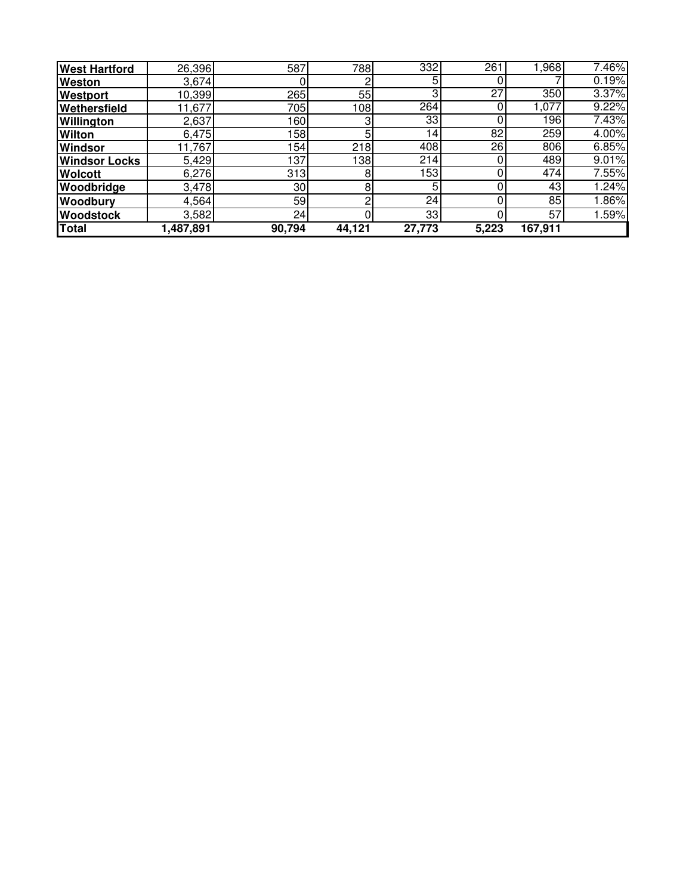| | | | | | | | |
|---|---|---|---|---|---|---|---|
| **West Hartford** | 26,396 | 587 | 788 | 332 | 261 | 1,968 | 7.46% |
| **Weston** | 3,674 | 0 | 2 | 5 | 0 | 7 | 0.19% |
| **Westport** | 10,399 | 265 | 55 | 3 | 27 | 350 | 3.37% |
| **Wethersfield** | 11,677 | 705 | 108 | 264 | 0 | 1,077 | 9.22% |
| **Willington** | 2,637 | 160 | 3 | 33 | 0 | 196 | 7.43% |
| **Wilton** | 6,475 | 158 | 5 | 14 | 82 | 259 | 4.00% |
| **Windsor** | 11,767 | 154 | 218 | 408 | 26 | 806 | 6.85% |
| **Windsor Locks** | 5,429 | 137 | 138 | 214 | 0 | 489 | 9.01% |
| **Wolcott** | 6,276 | 313 | 8 | 153 | 0 | 474 | 7.55% |
| **Woodbridge** | 3,478 | 30 | 8 | 5 | 0 | 43 | 1.24% |
| **Woodbury** | 4,564 | 59 | 2 | 24 | 0 | 85 | 1.86% |
| **Woodstock** | 3,582 | 24 | 0 | 33 | 0 | 57 | 1.59% |
| **Total** | **1,487,891** | **90,794** | **44,121** | **27,773** | **5,223** | **167,911** | |